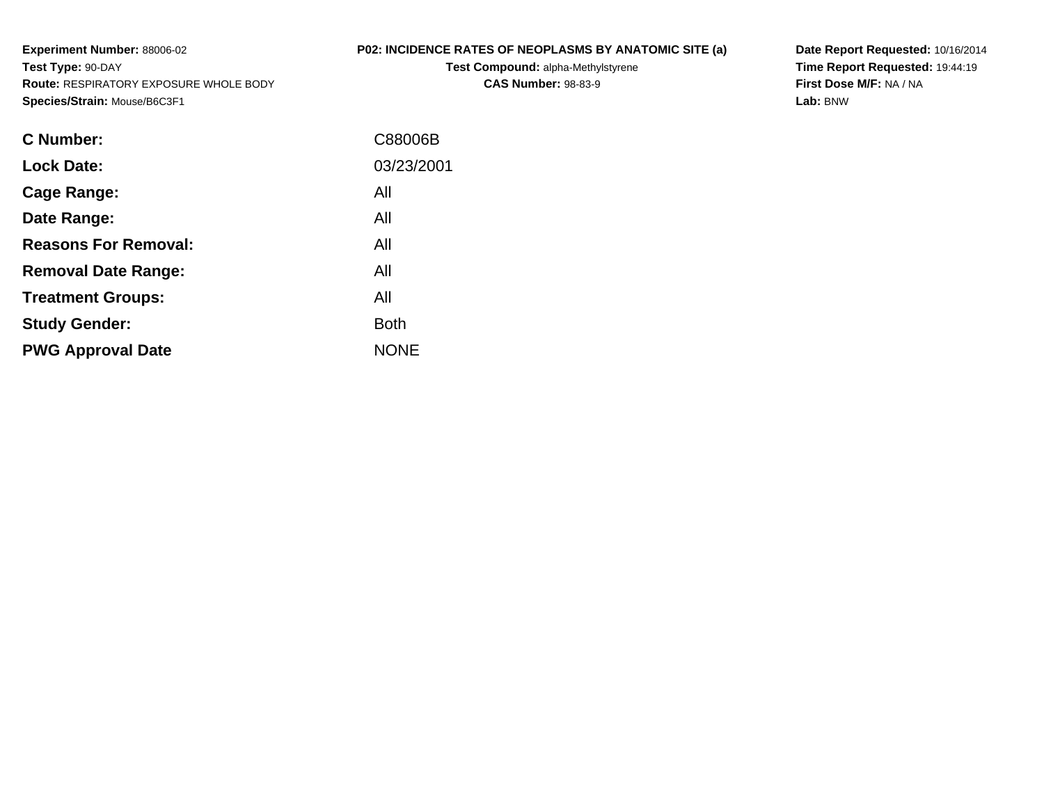**Experiment Number:** 88006-02
**Test Type:** 90-DAY
**Route:** RESPIRATORY EXPOSURE WHOLE BODY
**Species/Strain:** Mouse/B6C3F1

**P02: INCIDENCE RATES OF NEOPLASMS BY ANATOMIC SITE (a)**
**Test Compound:** alpha-Methylstyrene
**CAS Number:** 98-83-9

**Date Report Requested:** 10/16/2014
**Time Report Requested:** 19:44:19
**First Dose M/F:** NA / NA
**Lab:** BNW

| | |
|---|---|
| **C Number:** | C88006B |
| **Lock Date:** | 03/23/2001 |
| **Cage Range:** | All |
| **Date Range:** | All |
| **Reasons For Removal:** | All |
| **Removal Date Range:** | All |
| **Treatment Groups:** | All |
| **Study Gender:** | Both |
| **PWG Approval Date** | NONE |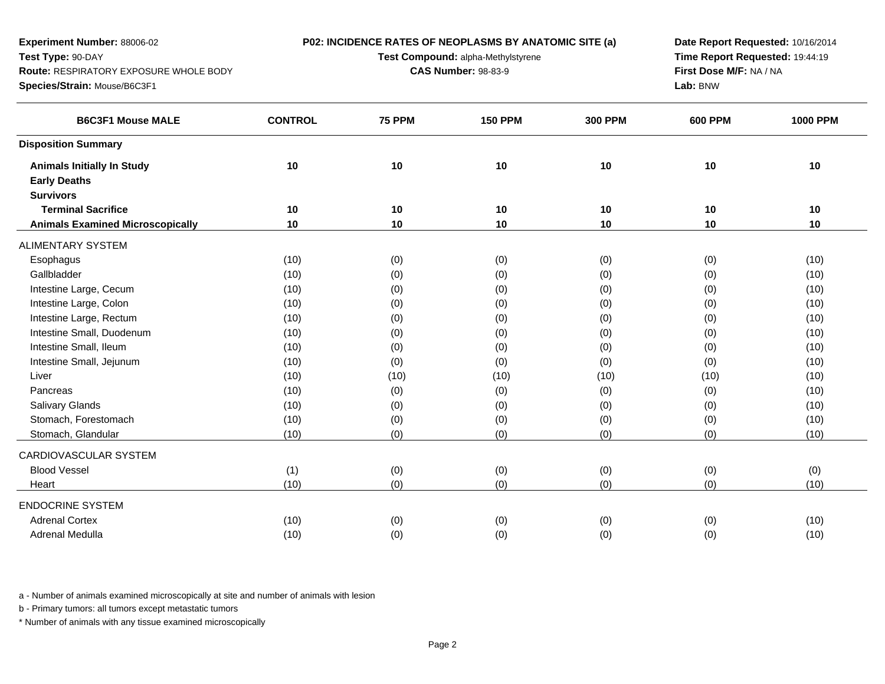**Experiment Number:** 88006-02
**Test Type:** 90-DAY
**Route:** RESPIRATORY EXPOSURE WHOLE BODY
**Species/Strain:** Mouse/B6C3F1

**P02: INCIDENCE RATES OF NEOPLASMS BY ANATOMIC SITE (a)**
**Test Compound:** alpha-Methylstyrene
**CAS Number:** 98-83-9

**Date Report Requested:** 10/16/2014
**Time Report Requested:** 19:44:19
**First Dose M/F:** NA / NA
**Lab:** BNW

| B6C3F1 Mouse MALE | CONTROL | 75 PPM | 150 PPM | 300 PPM | 600 PPM | 1000 PPM |
|---|---|---|---|---|---|---|
| **Disposition Summary** | | | | | | |
| **Animals Initially In Study** | 10 | 10 | 10 | 10 | 10 | 10 |
| **Early Deaths** | | | | | | |
| **Survivors** | | | | | | |
| **Terminal Sacrifice** | 10 | 10 | 10 | 10 | 10 | 10 |
| **Animals Examined Microscopically** | 10 | 10 | 10 | 10 | 10 | 10 |
| ALIMENTARY SYSTEM | | | | | | |
| Esophagus | (10) | (0) | (0) | (0) | (0) | (10) |
| Gallbladder | (10) | (0) | (0) | (0) | (0) | (10) |
| Intestine Large, Cecum | (10) | (0) | (0) | (0) | (0) | (10) |
| Intestine Large, Colon | (10) | (0) | (0) | (0) | (0) | (10) |
| Intestine Large, Rectum | (10) | (0) | (0) | (0) | (0) | (10) |
| Intestine Small, Duodenum | (10) | (0) | (0) | (0) | (0) | (10) |
| Intestine Small, Ileum | (10) | (0) | (0) | (0) | (0) | (10) |
| Intestine Small, Jejunum | (10) | (0) | (0) | (0) | (0) | (10) |
| Liver | (10) | (10) | (10) | (10) | (10) | (10) |
| Pancreas | (10) | (0) | (0) | (0) | (0) | (10) |
| Salivary Glands | (10) | (0) | (0) | (0) | (0) | (10) |
| Stomach, Forestomach | (10) | (0) | (0) | (0) | (0) | (10) |
| Stomach, Glandular | (10) | (0) | (0) | (0) | (0) | (10) |
| CARDIOVASCULAR SYSTEM | | | | | | |
| Blood Vessel | (1) | (0) | (0) | (0) | (0) | (0) |
| Heart | (10) | (0) | (0) | (0) | (0) | (10) |
| ENDOCRINE SYSTEM | | | | | | |
| Adrenal Cortex | (10) | (0) | (0) | (0) | (0) | (10) |
| Adrenal Medulla | (10) | (0) | (0) | (0) | (0) | (10) |

a - Number of animals examined microscopically at site and number of animals with lesion

b - Primary tumors: all tumors except metastatic tumors

* Number of animals with any tissue examined microscopically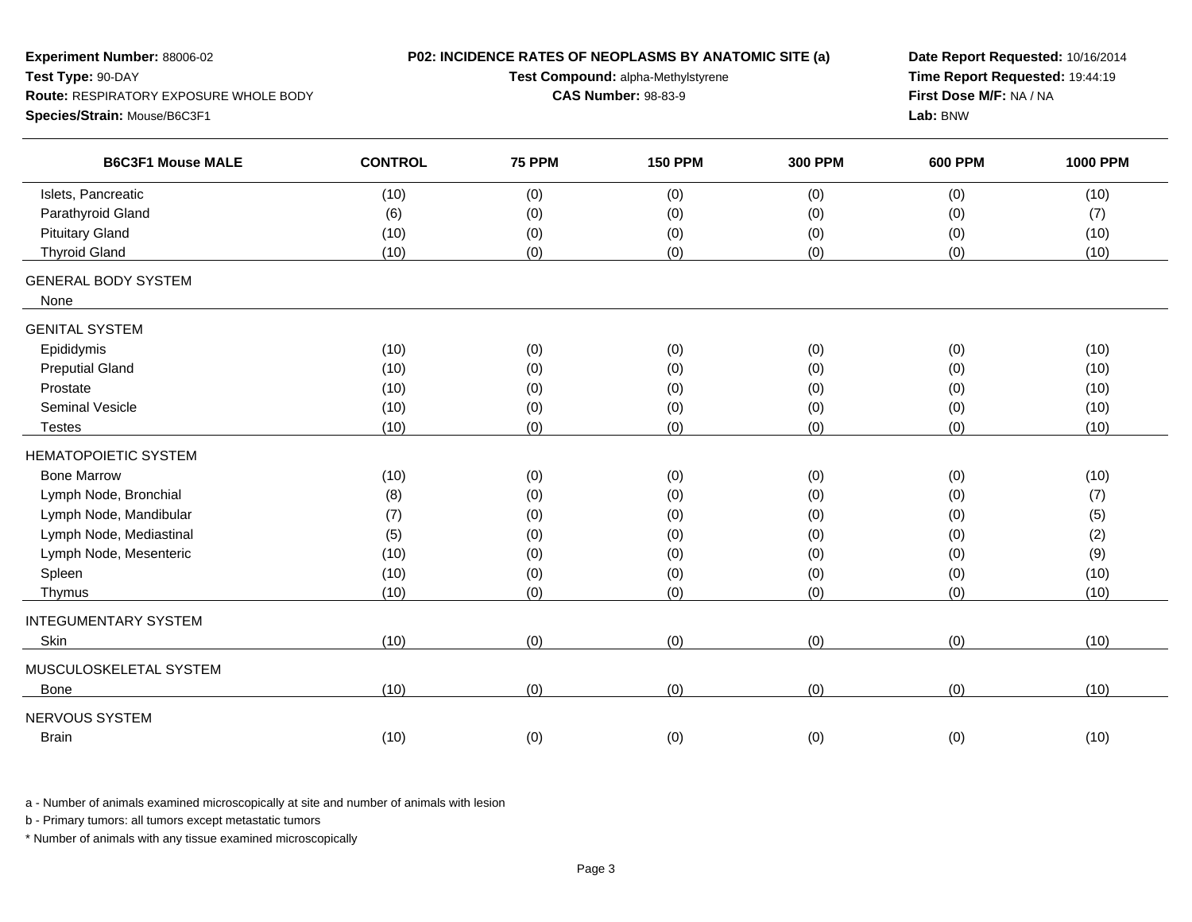**Experiment Number:** 88006-02
**Test Type:** 90-DAY
**Route:** RESPIRATORY EXPOSURE WHOLE BODY
**Species/Strain:** Mouse/B6C3F1

**P02: INCIDENCE RATES OF NEOPLASMS BY ANATOMIC SITE (a)**
**Test Compound:** alpha-Methylstyrene
**CAS Number:** 98-83-9

**Date Report Requested:** 10/16/2014
**Time Report Requested:** 19:44:19
**First Dose M/F:** NA / NA
**Lab:** BNW

| B6C3F1 Mouse MALE | CONTROL | 75 PPM | 150 PPM | 300 PPM | 600 PPM | 1000 PPM |
|---|---|---|---|---|---|---|
| Islets, Pancreatic | (10) | (0) | (0) | (0) | (0) | (10) |
| Parathyroid Gland | (6) | (0) | (0) | (0) | (0) | (7) |
| Pituitary Gland | (10) | (0) | (0) | (0) | (0) | (10) |
| Thyroid Gland | (10) | (0) | (0) | (0) | (0) | (10) |
| GENERAL BODY SYSTEM | | | | | | |
| None | | | | | | |
| GENITAL SYSTEM | | | | | | |
| Epididymis | (10) | (0) | (0) | (0) | (0) | (10) |
| Preputial Gland | (10) | (0) | (0) | (0) | (0) | (10) |
| Prostate | (10) | (0) | (0) | (0) | (0) | (10) |
| Seminal Vesicle | (10) | (0) | (0) | (0) | (0) | (10) |
| Testes | (10) | (0) | (0) | (0) | (0) | (10) |
| HEMATOPOIETIC SYSTEM | | | | | | |
| Bone Marrow | (10) | (0) | (0) | (0) | (0) | (10) |
| Lymph Node, Bronchial | (8) | (0) | (0) | (0) | (0) | (7) |
| Lymph Node, Mandibular | (7) | (0) | (0) | (0) | (0) | (5) |
| Lymph Node, Mediastinal | (5) | (0) | (0) | (0) | (0) | (2) |
| Lymph Node, Mesenteric | (10) | (0) | (0) | (0) | (0) | (9) |
| Spleen | (10) | (0) | (0) | (0) | (0) | (10) |
| Thymus | (10) | (0) | (0) | (0) | (0) | (10) |
| INTEGUMENTARY SYSTEM | | | | | | |
| Skin | (10) | (0) | (0) | (0) | (0) | (10) |
| MUSCULOSKELETAL SYSTEM | | | | | | |
| Bone | (10) | (0) | (0) | (0) | (0) | (10) |
| NERVOUS SYSTEM | | | | | | |
| Brain | (10) | (0) | (0) | (0) | (0) | (10) |

a - Number of animals examined microscopically at site and number of animals with lesion

b - Primary tumors: all tumors except metastatic tumors

\* Number of animals with any tissue examined microscopically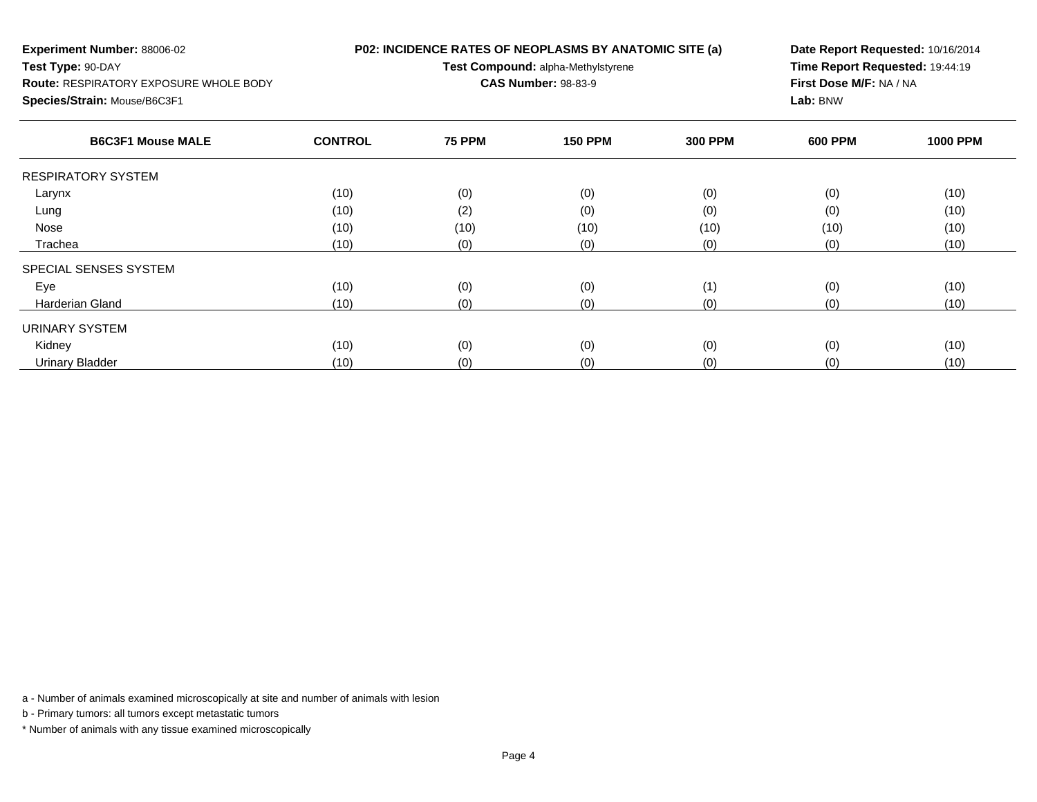**Experiment Number:** 88006-02
**Test Type:** 90-DAY
**Route:** RESPIRATORY EXPOSURE WHOLE BODY
**Species/Strain:** Mouse/B6C3F1

**P02: INCIDENCE RATES OF NEOPLASMS BY ANATOMIC SITE (a)**
**Test Compound:** alpha-Methylstyrene
**CAS Number:** 98-83-9

**Date Report Requested:** 10/16/2014
**Time Report Requested:** 19:44:19
**First Dose M/F:** NA / NA
**Lab:** BNW

| B6C3F1 Mouse MALE | CONTROL | 75 PPM | 150 PPM | 300 PPM | 600 PPM | 1000 PPM |
|---|---|---|---|---|---|---|
| RESPIRATORY SYSTEM | | | | | | |
| Larynx | (10) | (0) | (0) | (0) | (0) | (10) |
| Lung | (10) | (2) | (0) | (0) | (0) | (10) |
| Nose | (10) | (10) | (10) | (10) | (10) | (10) |
| Trachea | (10) | (0) | (0) | (0) | (0) | (10) |
| SPECIAL SENSES SYSTEM | | | | | | |
| Eye | (10) | (0) | (0) | (1) | (0) | (10) |
| Harderian Gland | (10) | (0) | (0) | (0) | (0) | (10) |
| URINARY SYSTEM | | | | | | |
| Kidney | (10) | (0) | (0) | (0) | (0) | (10) |
| Urinary Bladder | (10) | (0) | (0) | (0) | (0) | (10) |

a - Number of animals examined microscopically at site and number of animals with lesion

b - Primary tumors: all tumors except metastatic tumors

* Number of animals with any tissue examined microscopically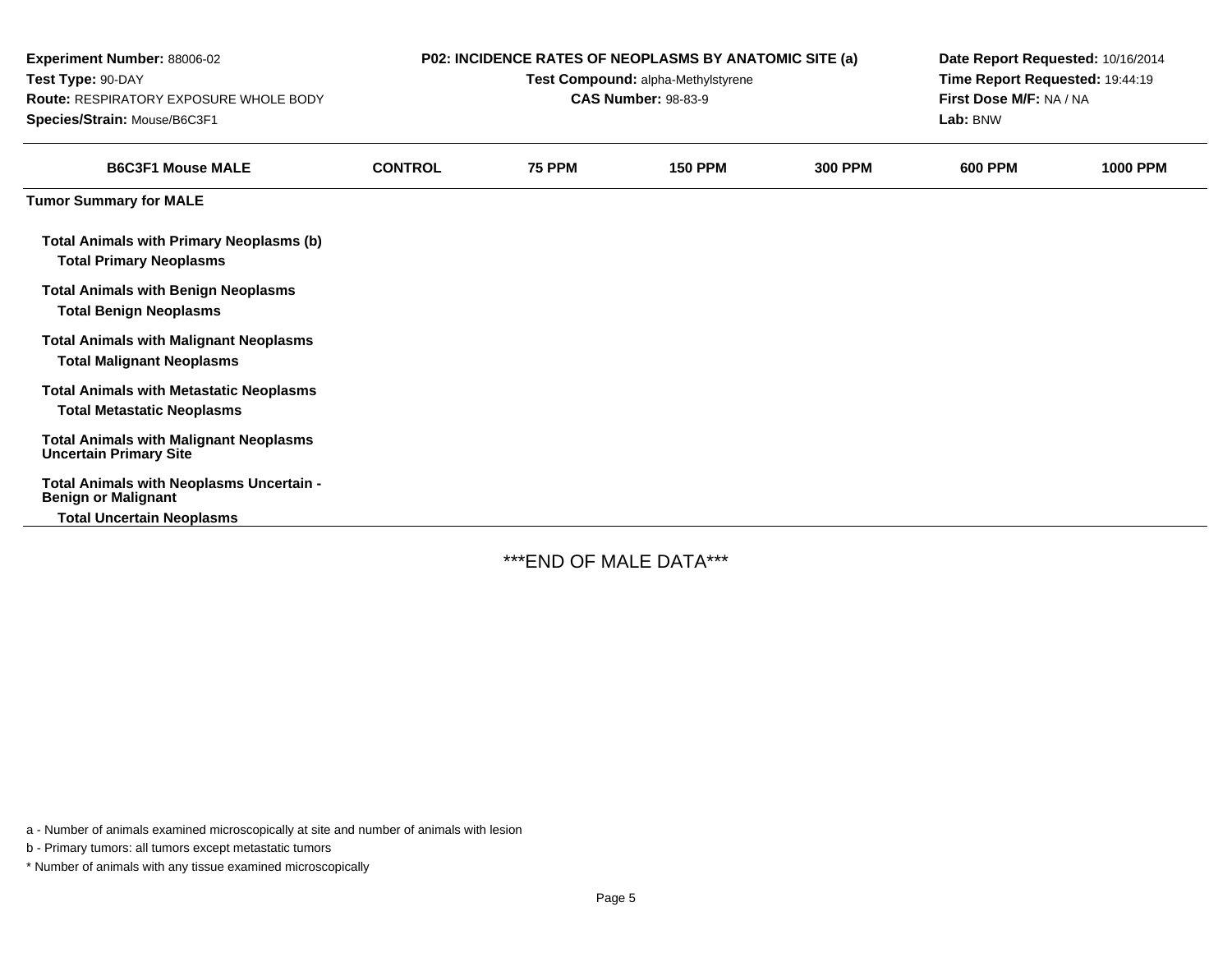**Experiment Number:** 88006-02
**Test Type:** 90-DAY
**Route:** RESPIRATORY EXPOSURE WHOLE BODY
**Species/Strain:** Mouse/B6C3F1

**P02: INCIDENCE RATES OF NEOPLASMS BY ANATOMIC SITE (a)**
**Test Compound:** alpha-Methylstyrene
**CAS Number:** 98-83-9

**Date Report Requested:** 10/16/2014
**Time Report Requested:** 19:44:19
**First Dose M/F:** NA / NA
**Lab:** BNW

| B6C3F1 Mouse MALE | CONTROL | 75 PPM | 150 PPM | 300 PPM | 600 PPM | 1000 PPM |
|---|---|---|---|---|---|---|
| **Tumor Summary for MALE** | | | | | | |
| **Total Animals with Primary Neoplasms (b)** | | | | | | |
| **Total Primary Neoplasms** | | | | | | |
| **Total Animals with Benign Neoplasms** | | | | | | |
| **Total Benign Neoplasms** | | | | | | |
| **Total Animals with Malignant Neoplasms** | | | | | | |
| **Total Malignant Neoplasms** | | | | | | |
| **Total Animals with Metastatic Neoplasms** | | | | | | |
| **Total Metastatic Neoplasms** | | | | | | |
| **Total Animals with Malignant Neoplasms Uncertain Primary Site** | | | | | | |
| **Total Animals with Neoplasms Uncertain - Benign or Malignant** | | | | | | |
| **Total Uncertain Neoplasms** | | | | | | |

***END OF MALE DATA***

a - Number of animals examined microscopically at site and number of animals with lesion

b - Primary tumors: all tumors except metastatic tumors

* Number of animals with any tissue examined microscopically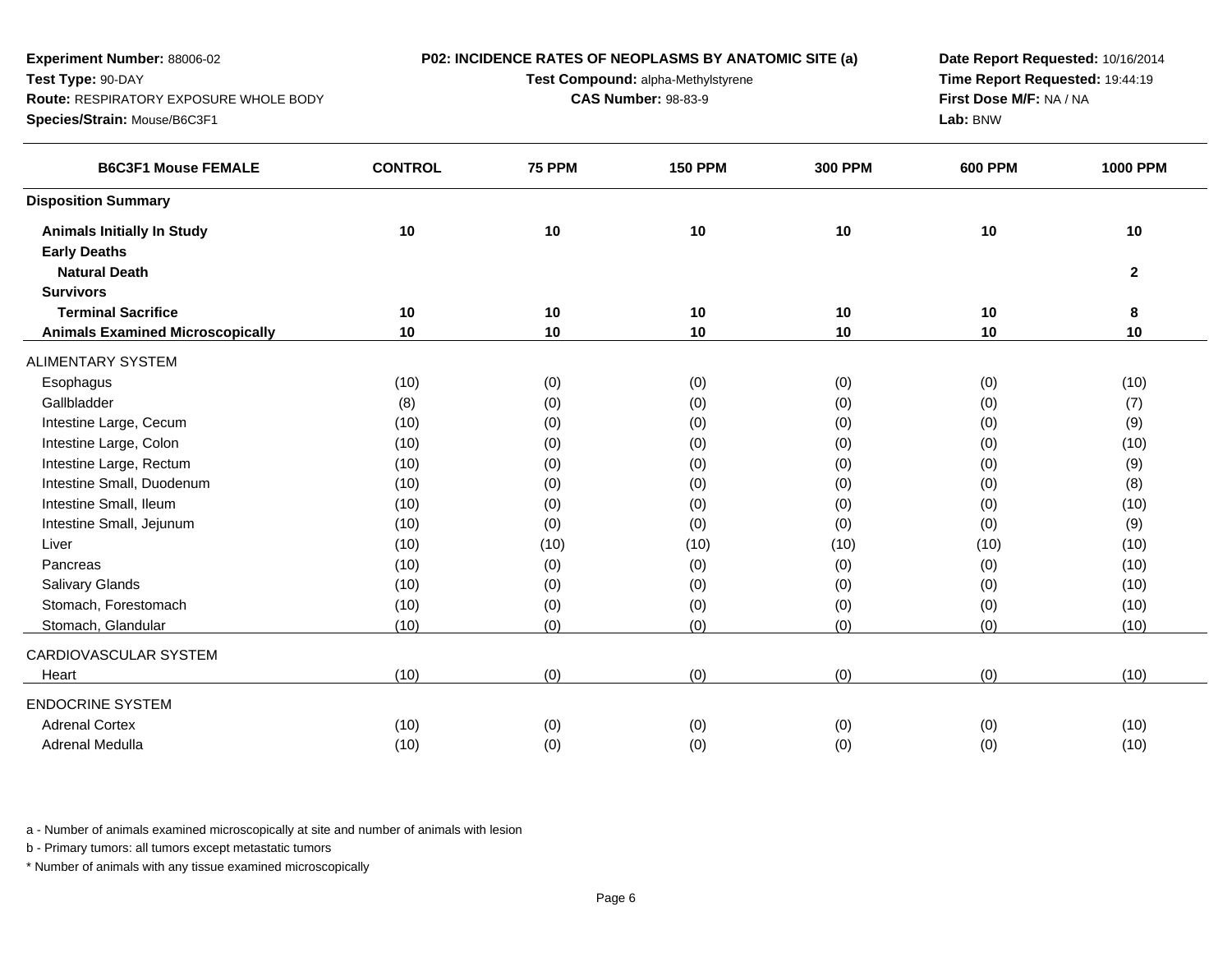**Experiment Number:** 88006-02
**Test Type:** 90-DAY
**Route:** RESPIRATORY EXPOSURE WHOLE BODY
**Species/Strain:** Mouse/B6C3F1

**P02: INCIDENCE RATES OF NEOPLASMS BY ANATOMIC SITE (a)**
**Test Compound:** alpha-Methylstyrene
**CAS Number:** 98-83-9

**Date Report Requested:** 10/16/2014
**Time Report Requested:** 19:44:19
**First Dose M/F:** NA / NA
**Lab:** BNW

| B6C3F1 Mouse FEMALE | CONTROL | 75 PPM | 150 PPM | 300 PPM | 600 PPM | 1000 PPM |
|---|---|---|---|---|---|---|
| **Disposition Summary** | | | | | | |
| **Animals Initially In Study** | 10 | 10 | 10 | 10 | 10 | 10 |
| **Early Deaths** | | | | | | |
| **Natural Death** | | | | | | 2 |
| **Survivors** | | | | | | |
| **Terminal Sacrifice** | 10 | 10 | 10 | 10 | 10 | 8 |
| **Animals Examined Microscopically** | 10 | 10 | 10 | 10 | 10 | 10 |
| ALIMENTARY SYSTEM | | | | | | |
| Esophagus | (10) | (0) | (0) | (0) | (0) | (10) |
| Gallbladder | (8) | (0) | (0) | (0) | (0) | (7) |
| Intestine Large, Cecum | (10) | (0) | (0) | (0) | (0) | (9) |
| Intestine Large, Colon | (10) | (0) | (0) | (0) | (0) | (10) |
| Intestine Large, Rectum | (10) | (0) | (0) | (0) | (0) | (9) |
| Intestine Small, Duodenum | (10) | (0) | (0) | (0) | (0) | (8) |
| Intestine Small, Ileum | (10) | (0) | (0) | (0) | (0) | (10) |
| Intestine Small, Jejunum | (10) | (0) | (0) | (0) | (0) | (9) |
| Liver | (10) | (10) | (10) | (10) | (10) | (10) |
| Pancreas | (10) | (0) | (0) | (0) | (0) | (10) |
| Salivary Glands | (10) | (0) | (0) | (0) | (0) | (10) |
| Stomach, Forestomach | (10) | (0) | (0) | (0) | (0) | (10) |
| Stomach, Glandular | (10) | (0) | (0) | (0) | (0) | (10) |
| CARDIOVASCULAR SYSTEM | | | | | | |
| Heart | (10) | (0) | (0) | (0) | (0) | (10) |
| ENDOCRINE SYSTEM | | | | | | |
| Adrenal Cortex | (10) | (0) | (0) | (0) | (0) | (10) |
| Adrenal Medulla | (10) | (0) | (0) | (0) | (0) | (10) |

a - Number of animals examined microscopically at site and number of animals with lesion

b - Primary tumors: all tumors except metastatic tumors

* Number of animals with any tissue examined microscopically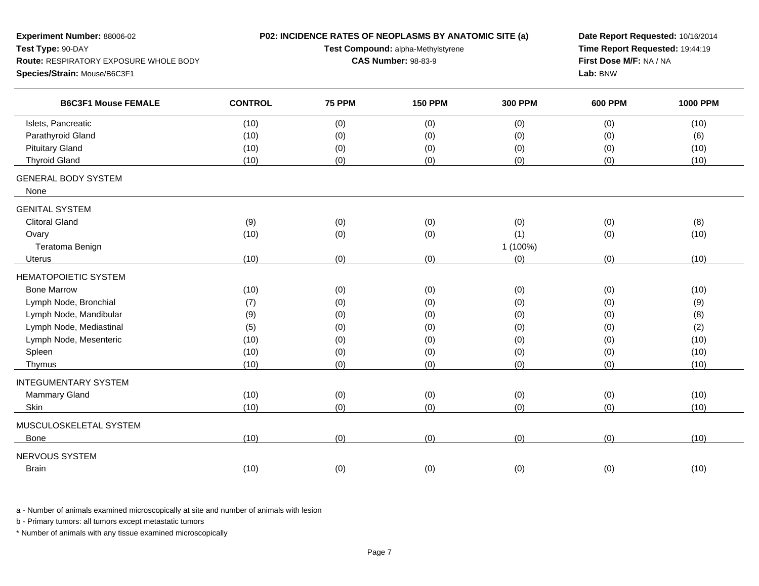**Experiment Number:** 88006-02
**Test Type:** 90-DAY
**Route:** RESPIRATORY EXPOSURE WHOLE BODY
**Species/Strain:** Mouse/B6C3F1

**P02: INCIDENCE RATES OF NEOPLASMS BY ANATOMIC SITE (a)**
**Test Compound:** alpha-Methylstyrene
**CAS Number:** 98-83-9

**Date Report Requested:** 10/16/2014
**Time Report Requested:** 19:44:19
**First Dose M/F:** NA / NA
**Lab:** BNW

| B6C3F1 Mouse FEMALE | CONTROL | 75 PPM | 150 PPM | 300 PPM | 600 PPM | 1000 PPM |
|---|---|---|---|---|---|---|
| Islets, Pancreatic | (10) | (0) | (0) | (0) | (0) | (10) |
| Parathyroid Gland | (10) | (0) | (0) | (0) | (0) | (6) |
| Pituitary Gland | (10) | (0) | (0) | (0) | (0) | (10) |
| Thyroid Gland | (10) | (0) | (0) | (0) | (0) | (10) |
| GENERAL BODY SYSTEM | | | | | | |
| None | | | | | | |
| GENITAL SYSTEM | | | | | | |
| Clitoral Gland | (9) | (0) | (0) | (0) | (0) | (8) |
| Ovary | (10) | (0) | (0) | (1) | (0) | (10) |
| Teratoma Benign | | | | 1 (100%) | | |
| Uterus | (10) | (0) | (0) | (0) | (0) | (10) |
| HEMATOPOIETIC SYSTEM | | | | | | |
| Bone Marrow | (10) | (0) | (0) | (0) | (0) | (10) |
| Lymph Node, Bronchial | (7) | (0) | (0) | (0) | (0) | (9) |
| Lymph Node, Mandibular | (9) | (0) | (0) | (0) | (0) | (8) |
| Lymph Node, Mediastinal | (5) | (0) | (0) | (0) | (0) | (2) |
| Lymph Node, Mesenteric | (10) | (0) | (0) | (0) | (0) | (10) |
| Spleen | (10) | (0) | (0) | (0) | (0) | (10) |
| Thymus | (10) | (0) | (0) | (0) | (0) | (10) |
| INTEGUMENTARY SYSTEM | | | | | | |
| Mammary Gland | (10) | (0) | (0) | (0) | (0) | (10) |
| Skin | (10) | (0) | (0) | (0) | (0) | (10) |
| MUSCULOSKELETAL SYSTEM | | | | | | |
| Bone | (10) | (0) | (0) | (0) | (0) | (10) |
| NERVOUS SYSTEM | | | | | | |
| Brain | (10) | (0) | (0) | (0) | (0) | (10) |

a - Number of animals examined microscopically at site and number of animals with lesion

b - Primary tumors: all tumors except metastatic tumors

* Number of animals with any tissue examined microscopically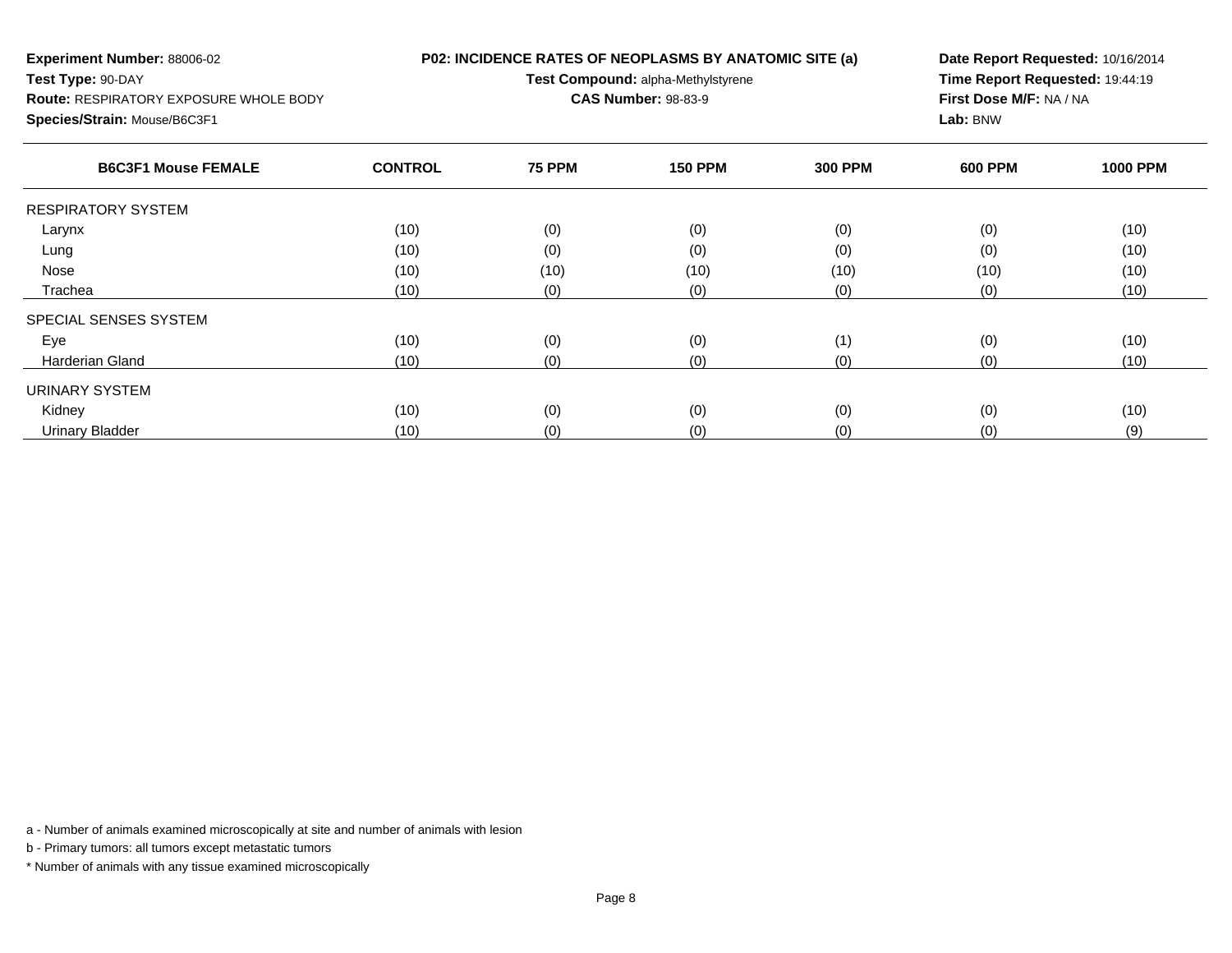**Experiment Number:** 88006-02
**Test Type:** 90-DAY
**Route:** RESPIRATORY EXPOSURE WHOLE BODY
**Species/Strain:** Mouse/B6C3F1

**P02: INCIDENCE RATES OF NEOPLASMS BY ANATOMIC SITE (a)**
**Test Compound:** alpha-Methylstyrene
**CAS Number:** 98-83-9

**Date Report Requested:** 10/16/2014
**Time Report Requested:** 19:44:19
**First Dose M/F:** NA / NA
**Lab:** BNW

| B6C3F1 Mouse FEMALE | CONTROL | 75 PPM | 150 PPM | 300 PPM | 600 PPM | 1000 PPM |
|---|---|---|---|---|---|---|
| RESPIRATORY SYSTEM | | | | | | |
| Larynx | (10) | (0) | (0) | (0) | (0) | (10) |
| Lung | (10) | (0) | (0) | (0) | (0) | (10) |
| Nose | (10) | (10) | (10) | (10) | (10) | (10) |
| Trachea | (10) | (0) | (0) | (0) | (0) | (10) |
| SPECIAL SENSES SYSTEM | | | | | | |
| Eye | (10) | (0) | (0) | (1) | (0) | (10) |
| Harderian Gland | (10) | (0) | (0) | (0) | (0) | (10) |
| URINARY SYSTEM | | | | | | |
| Kidney | (10) | (0) | (0) | (0) | (0) | (10) |
| Urinary Bladder | (10) | (0) | (0) | (0) | (0) | (9) |

a - Number of animals examined microscopically at site and number of animals with lesion

b - Primary tumors: all tumors except metastatic tumors

* Number of animals with any tissue examined microscopically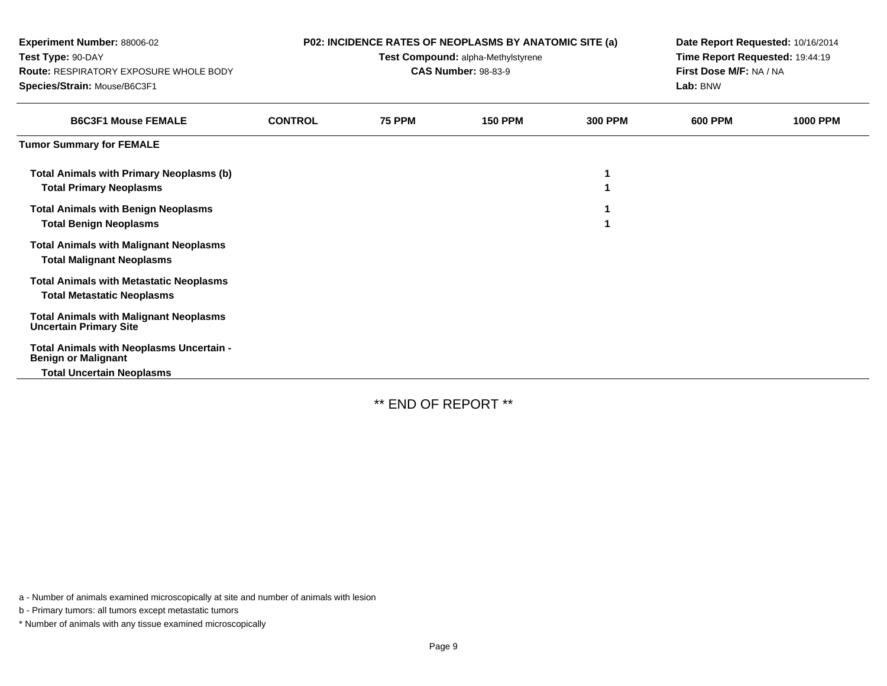**Experiment Number:** 88006-02
**Test Type:** 90-DAY
**Route:** RESPIRATORY EXPOSURE WHOLE BODY
**Species/Strain:** Mouse/B6C3F1

**P02: INCIDENCE RATES OF NEOPLASMS BY ANATOMIC SITE (a)**
**Test Compound:** alpha-Methylstyrene
**CAS Number:** 98-83-9

**Date Report Requested:** 10/16/2014
**Time Report Requested:** 19:44:19
**First Dose M/F:** NA / NA
**Lab:** BNW

| B6C3F1 Mouse FEMALE | CONTROL | 75 PPM | 150 PPM | 300 PPM | 600 PPM | 1000 PPM |
|---|---|---|---|---|---|---|
| **Tumor Summary for FEMALE** | | | | | | |
| **Total Animals with Primary Neoplasms (b)** | | | | 1 | | |
| **Total Primary Neoplasms** | | | | 1 | | |
| **Total Animals with Benign Neoplasms** | | | | 1 | | |
| **Total Benign Neoplasms** | | | | 1 | | |
| **Total Animals with Malignant Neoplasms** | | | | | | |
| **Total Malignant Neoplasms** | | | | | | |
| **Total Animals with Metastatic Neoplasms** | | | | | | |
| **Total Metastatic Neoplasms** | | | | | | |
| **Total Animals with Malignant Neoplasms Uncertain Primary Site** | | | | | | |
| **Total Animals with Neoplasms Uncertain - Benign or Malignant** | | | | | | |
| **Total Uncertain Neoplasms** | | | | | | |

** END OF REPORT **

a - Number of animals examined microscopically at site and number of animals with lesion

b - Primary tumors: all tumors except metastatic tumors

* Number of animals with any tissue examined microscopically